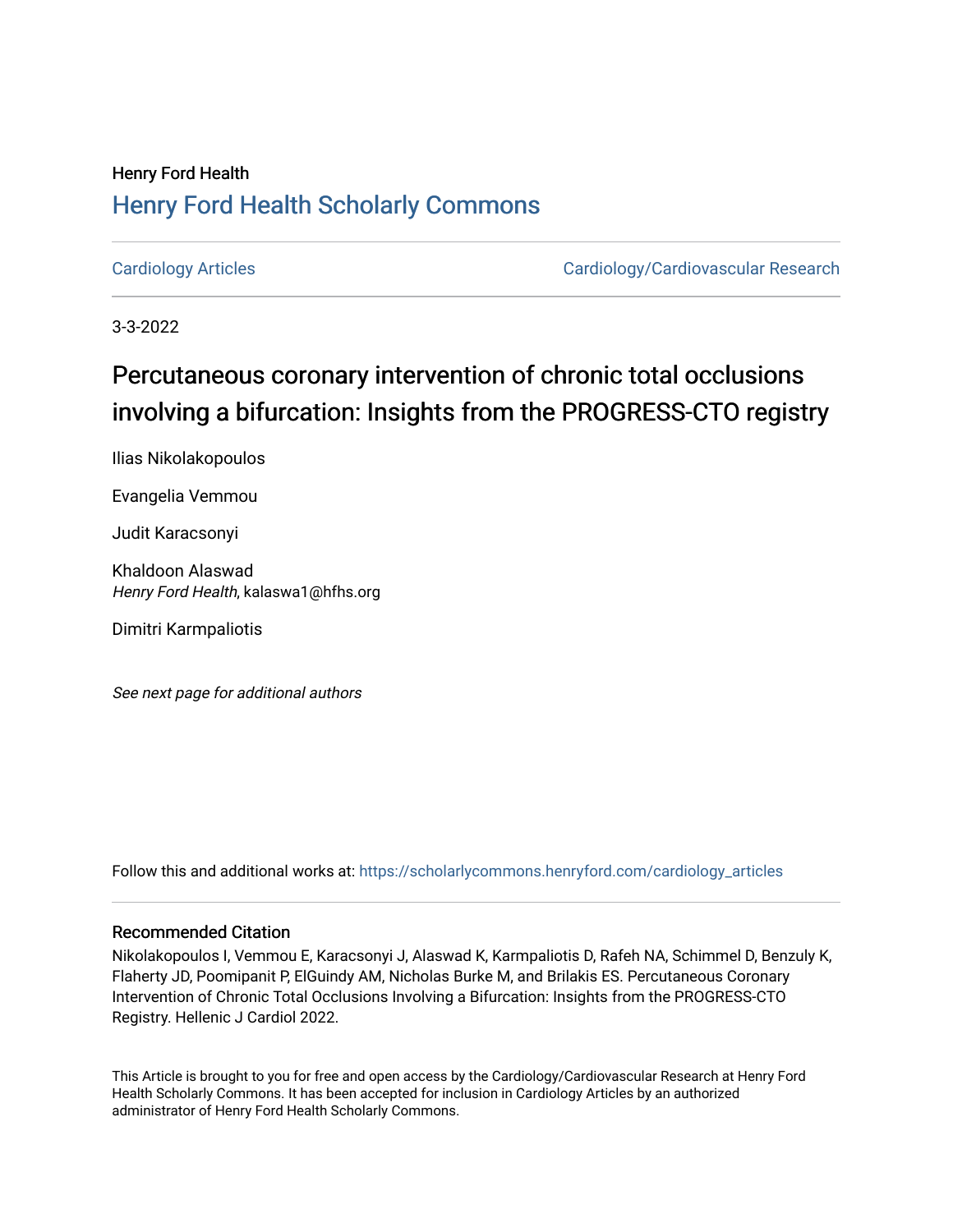Henry Ford Health

# Henry Ford Health Scholarly Commons

Cardiology Articles | Cardiology/Cardiovascular Research

3-3-2022

## Percutaneous coronary intervention of chronic total occlusions involving a bifurcation: Insights from the PROGRESS-CTO registry

Ilias Nikolakopoulos

Evangelia Vemmou

Judit Karacsonyi

Khaldoon Alaswad
*Henry Ford Health*, kalaswa1@hfhs.org

Dimitri Karmpaliotis

*See next page for additional authors*

Follow this and additional works at: https://scholarlycommons.henryford.com/cardiology_articles

### Recommended Citation

Nikolakopoulos I, Vemmou E, Karacsonyi J, Alaswad K, Karmpaliotis D, Rafeh NA, Schimmel D, Benzuly K, Flaherty JD, Poomipanit P, ElGuindy AM, Nicholas Burke M, and Brilakis ES. Percutaneous Coronary Intervention of Chronic Total Occlusions Involving a Bifurcation: Insights from the PROGRESS-CTO Registry. Hellenic J Cardiol 2022.

This Article is brought to you for free and open access by the Cardiology/Cardiovascular Research at Henry Ford Health Scholarly Commons. It has been accepted for inclusion in Cardiology Articles by an authorized administrator of Henry Ford Health Scholarly Commons.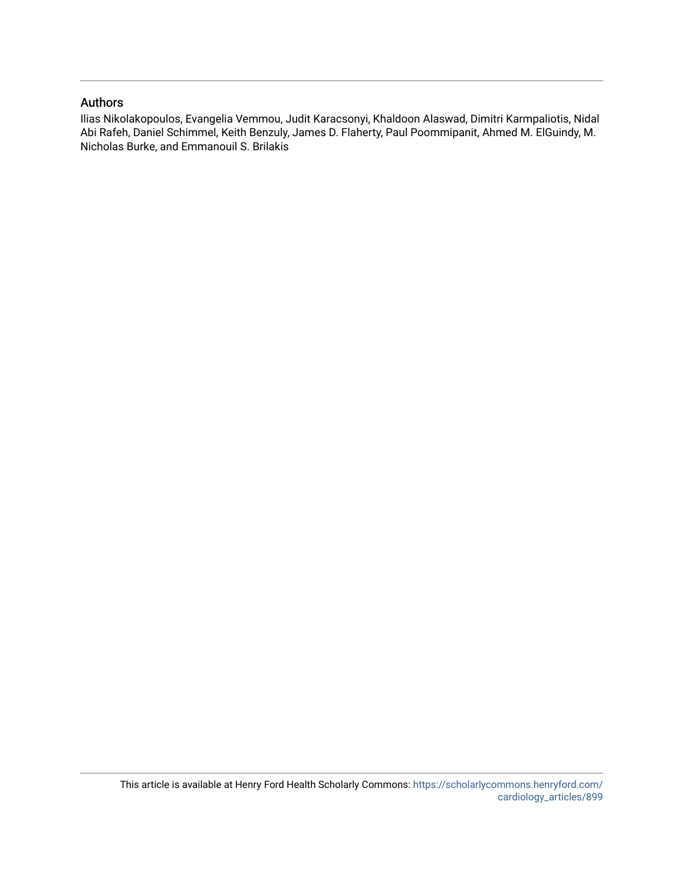## Authors

Ilias Nikolakopoulos, Evangelia Vemmou, Judit Karacsonyi, Khaldoon Alaswad, Dimitri Karmpaliotis, Nidal Abi Rafeh, Daniel Schimmel, Keith Benzuly, James D. Flaherty, Paul Poommipanit, Ahmed M. ElGuindy, M. Nicholas Burke, and Emmanouil S. Brilakis

This article is available at Henry Ford Health Scholarly Commons: https://scholarlycommons.henryford.com/cardiology_articles/899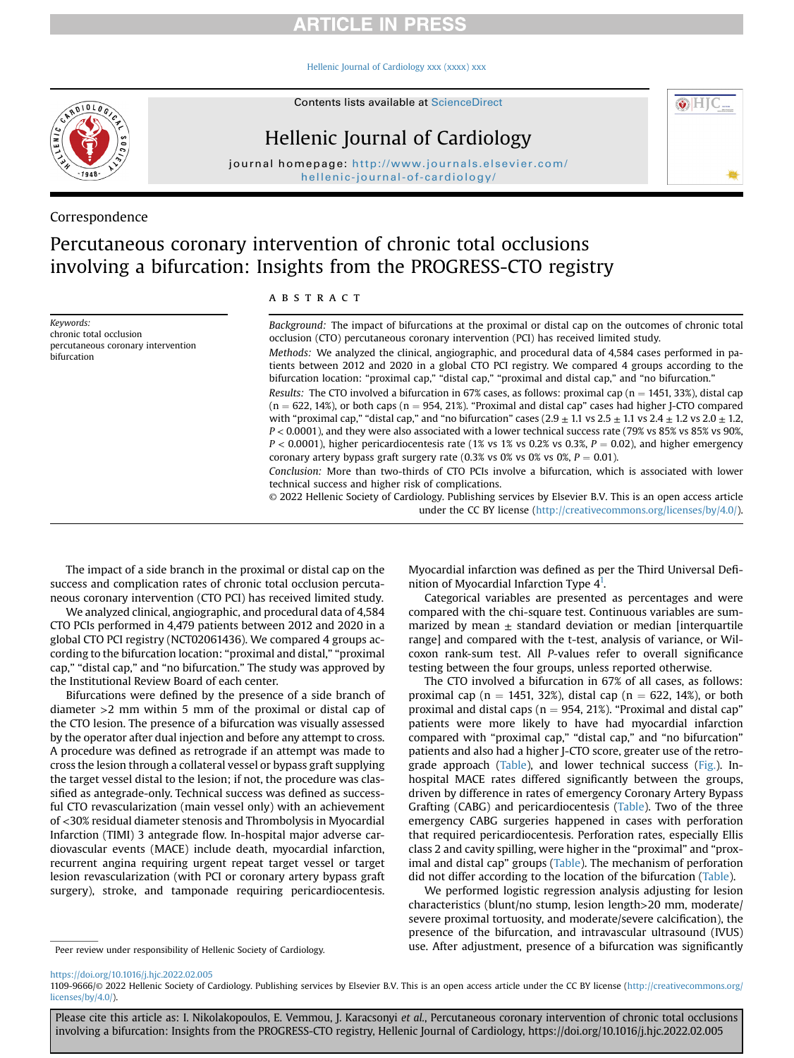Correspondence

# Percutaneous coronary intervention of chronic total occlusions involving a bifurcation: Insights from the PROGRESS-CTO registry

*Keywords:*
chronic total occlusion
percutaneous coronary intervention
bifurcation

## ABSTRACT

*Background:* The impact of bifurcations at the proximal or distal cap on the outcomes of chronic total occlusion (CTO) percutaneous coronary intervention (PCI) has received limited study.

*Methods:* We analyzed the clinical, angiographic, and procedural data of 4,584 cases performed in patients between 2012 and 2020 in a global CTO PCI registry. We compared 4 groups according to the bifurcation location: "proximal cap," "distal cap," "proximal and distal cap," and "no bifurcation."

*Results:* The CTO involved a bifurcation in 67% cases, as follows: proximal cap (n = 1451, 33%), distal cap (n = 622, 14%), or both caps (n = 954, 21%). "Proximal and distal cap" cases had higher J-CTO compared with "proximal cap," "distal cap," and "no bifurcation" cases ($2.9 \pm 1.1$ vs $2.5 \pm 1.1$ vs $2.4 \pm 1.2$ vs $2.0 \pm 1.2$, $P < 0.0001$), and they were also associated with a lower technical success rate (79% vs 85% vs 85% vs 90%, $P < 0.0001$), higher pericardiocentesis rate (1% vs 1% vs 0.2% vs 0.3%, $P = 0.02$), and higher emergency coronary artery bypass graft surgery rate (0.3% vs 0% vs 0% vs 0%, $P = 0.01$).

*Conclusion:* More than two-thirds of CTO PCIs involve a bifurcation, which is associated with lower technical success and higher risk of complications.

© 2022 Hellenic Society of Cardiology. Publishing services by Elsevier B.V. This is an open access article under the CC BY license (http://creativecommons.org/licenses/by/4.0/).

The impact of a side branch in the proximal or distal cap on the success and complication rates of chronic total occlusion percutaneous coronary intervention (CTO PCI) has received limited study.

We analyzed clinical, angiographic, and procedural data of 4,584 CTO PCIs performed in 4,479 patients between 2012 and 2020 in a global CTO PCI registry (NCT02061436). We compared 4 groups according to the bifurcation location: "proximal and distal," "proximal cap," "distal cap," and "no bifurcation." The study was approved by the Institutional Review Board of each center.

Bifurcations were defined by the presence of a side branch of diameter >2 mm within 5 mm of the proximal or distal cap of the CTO lesion. The presence of a bifurcation was visually assessed by the operator after dual injection and before any attempt to cross. A procedure was defined as retrograde if an attempt was made to cross the lesion through a collateral vessel or bypass graft supplying the target vessel distal to the lesion; if not, the procedure was classified as antegrade-only. Technical success was defined as successful CTO revascularization (main vessel only) with an achievement of <30% residual diameter stenosis and Thrombolysis in Myocardial Infarction (TIMI) 3 antegrade flow. In-hospital major adverse cardiovascular events (MACE) include death, myocardial infarction, recurrent angina requiring urgent repeat target vessel or target lesion revascularization (with PCI or coronary artery bypass graft surgery), stroke, and tamponade requiring pericardiocentesis. Myocardial infarction was defined as per the Third Universal Definition of Myocardial Infarction Type 4[1].

Categorical variables are presented as percentages and were compared with the chi-square test. Continuous variables are summarized by mean ± standard deviation or median [interquartile range] and compared with the t-test, analysis of variance, or Wilcoxon rank-sum test. All *P*-values refer to overall significance testing between the four groups, unless reported otherwise.

The CTO involved a bifurcation in 67% of all cases, as follows: proximal cap (n = 1451, 32%), distal cap (n = 622, 14%), or both proximal and distal caps (n = 954, 21%). "Proximal and distal cap" patients were more likely to have had myocardial infarction compared with "proximal cap," "distal cap," and "no bifurcation" patients and also had a higher J-CTO score, greater use of the retrograde approach (Table), and lower technical success (Fig.). In-hospital MACE rates differed significantly between the groups, driven by difference in rates of emergency Coronary Artery Bypass Grafting (CABG) and pericardiocentesis (Table). Two of the three emergency CABG surgeries happened in cases with perforation that required pericardiocentesis. Perforation rates, especially Ellis class 2 and cavity spilling, were higher in the "proximal" and "proximal and distal cap" groups (Table). The mechanism of perforation did not differ according to the location of the bifurcation (Table).

We performed logistic regression analysis adjusting for lesion characteristics (blunt/no stump, lesion length>20 mm, moderate/severe proximal tortuosity, and moderate/severe calcification), the presence of the bifurcation, and intravascular ultrasound (IVUS) use. After adjustment, presence of a bifurcation was significantly

Peer review under responsibility of Hellenic Society of Cardiology.

https://doi.org/10.1016/j.hjc.2022.02.005

1109-9666/© 2022 Hellenic Society of Cardiology. Publishing services by Elsevier B.V. This is an open access article under the CC BY license (http://creativecommons.org/licenses/by/4.0/).

Please cite this article as: I. Nikolakopoulos, E. Vemmou, J. Karacsonyi *et al.*, Percutaneous coronary intervention of chronic total occlusions involving a bifurcation: Insights from the PROGRESS-CTO registry, Hellenic Journal of Cardiology, https://doi.org/10.1016/j.hjc.2022.02.005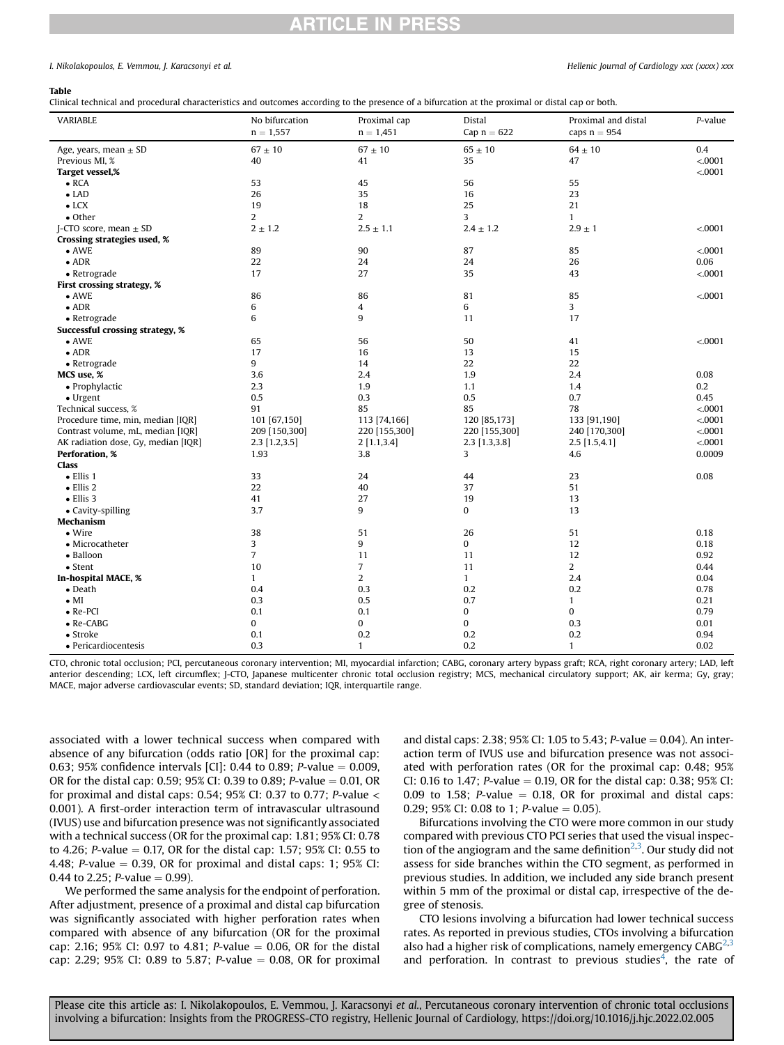**Table**

Clinical technical and procedural characteristics and outcomes according to the presence of a bifurcation at the proximal or distal cap or both.

| VARIABLE | No bifurcation n = 1,557 | Proximal cap n = 1,451 | Distal Cap n = 622 | Proximal and distal caps n = 954 | P-value |
|---|---|---|---|---|---|
| Age, years, mean ± SD | 67 ± 10 | 67 ± 10 | 65 ± 10 | 64 ± 10 | 0.4 |
| Previous MI, % | 40 | 41 | 35 | 47 | <.0001 |
| **Target vessel,%** | | | | | <.0001 |
| • RCA | 53 | 45 | 56 | 55 | |
| • LAD | 26 | 35 | 16 | 23 | |
| • LCX | 19 | 18 | 25 | 21 | |
| • Other | 2 | 2 | 3 | 1 | |
| J-CTO score, mean ± SD | 2 ± 1.2 | 2.5 ± 1.1 | 2.4 ± 1.2 | 2.9 ± 1 | <.0001 |
| **Crossing strategies used, %** | | | | | |
| • AWE | 89 | 90 | 87 | 85 | <.0001 |
| • ADR | 22 | 24 | 24 | 26 | 0.06 |
| • Retrograde | 17 | 27 | 35 | 43 | <.0001 |
| **First crossing strategy, %** | | | | | |
| • AWE | 86 | 86 | 81 | 85 | <.0001 |
| • ADR | 6 | 4 | 6 | 3 | |
| • Retrograde | 6 | 9 | 11 | 17 | |
| **Successful crossing strategy, %** | | | | | |
| • AWE | 65 | 56 | 50 | 41 | <.0001 |
| • ADR | 17 | 16 | 13 | 15 | |
| • Retrograde | 9 | 14 | 22 | 22 | |
| **MCS use, %** | 3.6 | 2.4 | 1.9 | 2.4 | 0.08 |
| • Prophylactic | 2.3 | 1.9 | 1.1 | 1.4 | 0.2 |
| • Urgent | 0.5 | 0.3 | 0.5 | 0.7 | 0.45 |
| Technical success, % | 91 | 85 | 85 | 78 | <.0001 |
| Procedure time, min, median [IQR] | 101 [67,150] | 113 [74,166] | 120 [85,173] | 133 [91,190] | <.0001 |
| Contrast volume, mL, median [IQR] | 209 [150,300] | 220 [155,300] | 220 [155,300] | 240 [170,300] | <.0001 |
| AK radiation dose, Gy, median [IQR] | 2.3 [1.2,3.5] | 2 [1.1,3.4] | 2.3 [1.3,3.8] | 2.5 [1.5,4.1] | <.0001 |
| **Perforation, %** | 1.93 | 3.8 | 3 | 4.6 | 0.0009 |
| **Class** | | | | | |
| • Ellis 1 | 33 | 24 | 44 | 23 | 0.08 |
| • Ellis 2 | 22 | 40 | 37 | 51 | |
| • Ellis 3 | 41 | 27 | 19 | 13 | |
| • Cavity-spilling | 3.7 | 9 | 0 | 13 | |
| **Mechanism** | | | | | |
| • Wire | 38 | 51 | 26 | 51 | 0.18 |
| • Microcatheter | 3 | 9 | 0 | 12 | 0.18 |
| • Balloon | 7 | 11 | 11 | 12 | 0.92 |
| • Stent | 10 | 7 | 11 | 2 | 0.44 |
| **In-hospital MACE, %** | 1 | 2 | 1 | 2.4 | 0.04 |
| • Death | 0.4 | 0.3 | 0.2 | 0.2 | 0.78 |
| • MI | 0.3 | 0.5 | 0.7 | 1 | 0.21 |
| • Re-PCI | 0.1 | 0.1 | 0 | 0 | 0.79 |
| • Re-CABG | 0 | 0 | 0 | 0.3 | 0.01 |
| • Stroke | 0.1 | 0.2 | 0.2 | 0.2 | 0.94 |
| • Pericardiocentesis | 0.3 | 1 | 0.2 | 1 | 0.02 |

CTO, chronic total occlusion; PCI, percutaneous coronary intervention; MI, myocardial infarction; CABG, coronary artery bypass graft; RCA, right coronary artery; LAD, left anterior descending; LCX, left circumflex; J-CTO, Japanese multicenter chronic total occlusion registry; MCS, mechanical circulatory support; AK, air kerma; Gy, gray; MACE, major adverse cardiovascular events; SD, standard deviation; IQR, interquartile range.

associated with a lower technical success when compared with absence of any bifurcation (odds ratio [OR] for the proximal cap: 0.63; 95% confidence intervals [CI]: 0.44 to 0.89; P-value = 0.009, OR for the distal cap: 0.59; 95% CI: 0.39 to 0.89; P-value = 0.01, OR for proximal and distal caps: 0.54; 95% CI: 0.37 to 0.77; P-value < 0.001). A first-order interaction term of intravascular ultrasound (IVUS) use and bifurcation presence was not significantly associated with a technical success (OR for the proximal cap: 1.81; 95% CI: 0.78 to 4.26; P-value = 0.17, OR for the distal cap: 1.57; 95% CI: 0.55 to 4.48; P-value = 0.39, OR for proximal and distal caps: 1; 95% CI: 0.44 to 2.25; P-value = 0.99).

We performed the same analysis for the endpoint of perforation. After adjustment, presence of a proximal and distal cap bifurcation was significantly associated with higher perforation rates when compared with absence of any bifurcation (OR for the proximal cap: 2.16; 95% CI: 0.97 to 4.81; P-value = 0.06, OR for the distal cap: 2.29; 95% CI: 0.89 to 5.87; P-value = 0.08, OR for proximal and distal caps: 2.38; 95% CI: 1.05 to 5.43; P-value = 0.04). An interaction term of IVUS use and bifurcation presence was not associated with perforation rates (OR for the proximal cap: 0.48; 95% CI: 0.16 to 1.47; P-value = 0.19, OR for the distal cap: 0.38; 95% CI: 0.09 to 1.58; P-value = 0.18, OR for proximal and distal caps: 0.29; 95% CI: 0.08 to 1; P-value = 0.05).

Bifurcations involving the CTO were more common in our study compared with previous CTO PCI series that used the visual inspection of the angiogram and the same definition[2,3]. Our study did not assess for side branches within the CTO segment, as performed in previous studies. In addition, we included any side branch present within 5 mm of the proximal or distal cap, irrespective of the degree of stenosis.

CTO lesions involving a bifurcation had lower technical success rates. As reported in previous studies, CTOs involving a bifurcation also had a higher risk of complications, namely emergency CABG[2,3] and perforation. In contrast to previous studies[4], the rate of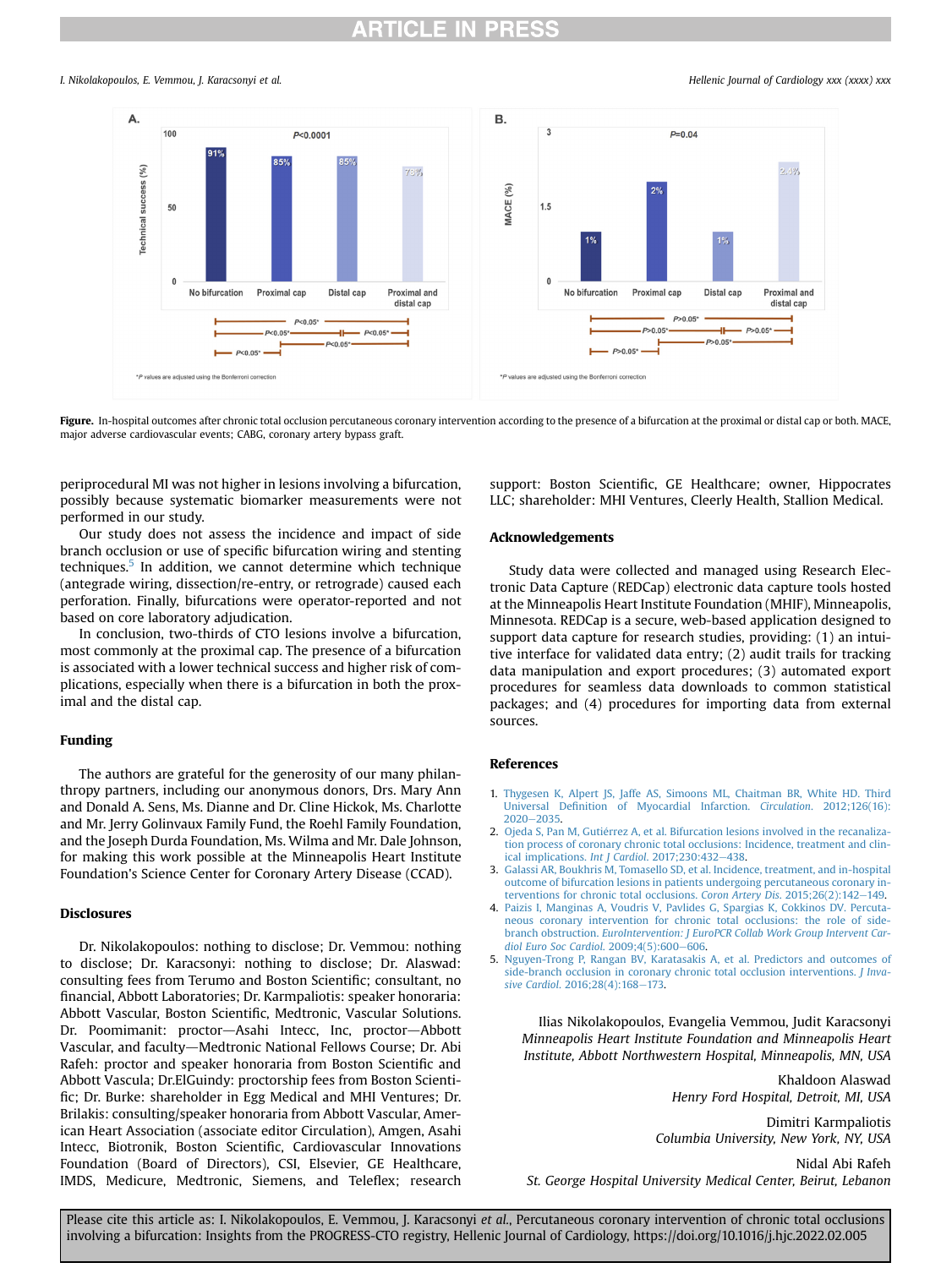**Figure.** In-hospital outcomes after chronic total occlusion percutaneous coronary intervention according to the presence of a bifurcation at the proximal or distal cap or both. MACE, major adverse cardiovascular events; CABG, coronary artery bypass graft.

periprocedural MI was not higher in lesions involving a bifurcation, possibly because systematic biomarker measurements were not performed in our study.

Our study does not assess the incidence and impact of side branch occlusion or use of specific bifurcation wiring and stenting techniques.[5] In addition, we cannot determine which technique (antegrade wiring, dissection/re-entry, or retrograde) caused each perforation. Finally, bifurcations were operator-reported and not based on core laboratory adjudication.

In conclusion, two-thirds of CTO lesions involve a bifurcation, most commonly at the proximal cap. The presence of a bifurcation is associated with a lower technical success and higher risk of complications, especially when there is a bifurcation in both the proximal and the distal cap.

## Funding

The authors are grateful for the generosity of our many philanthropy partners, including our anonymous donors, Drs. Mary Ann and Donald A. Sens, Ms. Dianne and Dr. Cline Hickok, Ms. Charlotte and Mr. Jerry Golinvaux Family Fund, the Roehl Family Foundation, and the Joseph Durda Foundation, Ms. Wilma and Mr. Dale Johnson, for making this work possible at the Minneapolis Heart Institute Foundation's Science Center for Coronary Artery Disease (CCAD).

## Disclosures

Dr. Nikolakopoulos: nothing to disclose; Dr. Vemmou: nothing to disclose; Dr. Karacsonyi: nothing to disclose; Dr. Alaswad: consulting fees from Terumo and Boston Scientific; consultant, no financial, Abbott Laboratories; Dr. Karmpaliotis: speaker honoraria: Abbott Vascular, Boston Scientific, Medtronic, Vascular Solutions. Dr. Poomimanit: proctor—Asahi Intecc, Inc, proctor—Abbott Vascular, and faculty—Medtronic National Fellows Course; Dr. Abi Rafeh: proctor and speaker honoraria from Boston Scientific and Abbott Vascula; Dr.ElGuindy: proctorship fees from Boston Scientific; Dr. Burke: shareholder in Egg Medical and MHI Ventures; Dr. Brilakis: consulting/speaker honoraria from Abbott Vascular, American Heart Association (associate editor Circulation), Amgen, Asahi Intecc, Biotronik, Boston Scientific, Cardiovascular Innovations Foundation (Board of Directors), CSI, Elsevier, GE Healthcare, IMDS, Medicure, Medtronic, Siemens, and Teleflex; research support: Boston Scientific, GE Healthcare; owner, Hippocrates LLC; shareholder: MHI Ventures, Cleerly Health, Stallion Medical.

## Acknowledgements

Study data were collected and managed using Research Electronic Data Capture (REDCap) electronic data capture tools hosted at the Minneapolis Heart Institute Foundation (MHIF), Minneapolis, Minnesota. REDCap is a secure, web-based application designed to support data capture for research studies, providing: (1) an intuitive interface for validated data entry; (2) audit trails for tracking data manipulation and export procedures; (3) automated export procedures for seamless data downloads to common statistical packages; and (4) procedures for importing data from external sources.

## References

1. Thygesen K, Alpert JS, Jaffe AS, Simoons ML, Chaitman BR, White HD. Third Universal Definition of Myocardial Infarction. *Circulation*. 2012;126(16):2020–2035.
2. Ojeda S, Pan M, Gutiérrez A, et al. Bifurcation lesions involved in the recanalization process of coronary chronic total occlusions: Incidence, treatment and clinical implications. *Int J Cardiol*. 2017;230:432–438.
3. Galassi AR, Boukhris M, Tomasello SD, et al. Incidence, treatment, and in-hospital outcome of bifurcation lesions in patients undergoing percutaneous coronary interventions for chronic total occlusions. *Coron Artery Dis*. 2015;26(2):142–149.
4. Paizis I, Manginas A, Voudris V, Pavlides G, Spargias K, Cokkinos DV. Percutaneous coronary intervention for chronic total occlusions: the role of side-branch obstruction. *EuroIntervention: J EuroPCR Collab Work Group Intervent Cardiol Euro Soc Cardiol*. 2009;4(5):600–606.
5. Nguyen-Trong P, Rangan BV, Karatasakis A, et al. Predictors and outcomes of side-branch occlusion in coronary chronic total occlusion interventions. *J Invasive Cardiol*. 2016;28(4):168–173.

Ilias Nikolakopoulos, Evangelia Vemmou, Judit Karacsonyi
*Minneapolis Heart Institute Foundation and Minneapolis Heart Institute, Abbott Northwestern Hospital, Minneapolis, MN, USA*

Khaldoon Alaswad
*Henry Ford Hospital, Detroit, MI, USA*

Dimitri Karmpaliotis
*Columbia University, New York, NY, USA*

Nidal Abi Rafeh
*St. George Hospital University Medical Center, Beirut, Lebanon*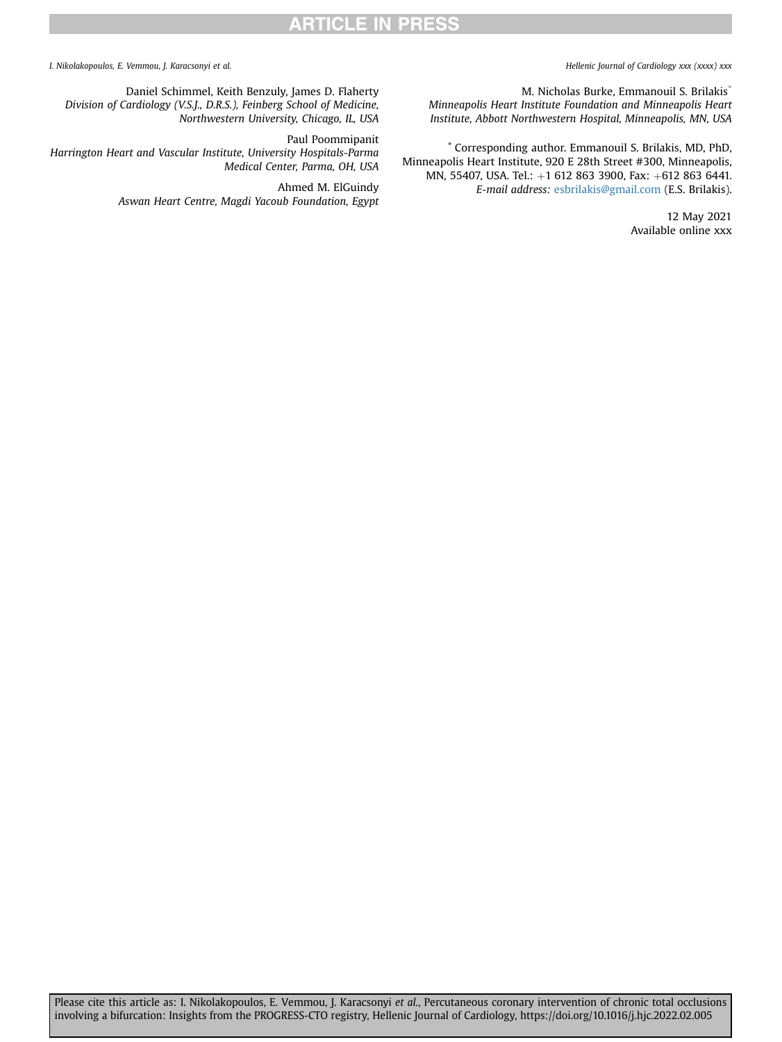Daniel Schimmel, Keith Benzuly, James D. Flaherty
*Division of Cardiology (V.S.J., D.R.S.), Feinberg School of Medicine, Northwestern University, Chicago, IL, USA*

Paul Poommipanit
*Harrington Heart and Vascular Institute, University Hospitals-Parma Medical Center, Parma, OH, USA*

Ahmed M. ElGuindy
*Aswan Heart Centre, Magdi Yacoub Foundation, Egypt*

M. Nicholas Burke, Emmanouil S. Brilakis*
*Minneapolis Heart Institute Foundation and Minneapolis Heart Institute, Abbott Northwestern Hospital, Minneapolis, MN, USA*

* Corresponding author. Emmanouil S. Brilakis, MD, PhD, Minneapolis Heart Institute, 920 E 28th Street #300, Minneapolis, MN, 55407, USA. Tel.: +1 612 863 3900, Fax: +612 863 6441.
*E-mail address:* esbrilakis@gmail.com (E.S. Brilakis).

12 May 2021
Available online xxx

Please cite this article as: I. Nikolakopoulos, E. Vemmou, J. Karacsonyi *et al.*, Percutaneous coronary intervention of chronic total occlusions involving a bifurcation: Insights from the PROGRESS-CTO registry, Hellenic Journal of Cardiology, https://doi.org/10.1016/j.hjc.2022.02.005